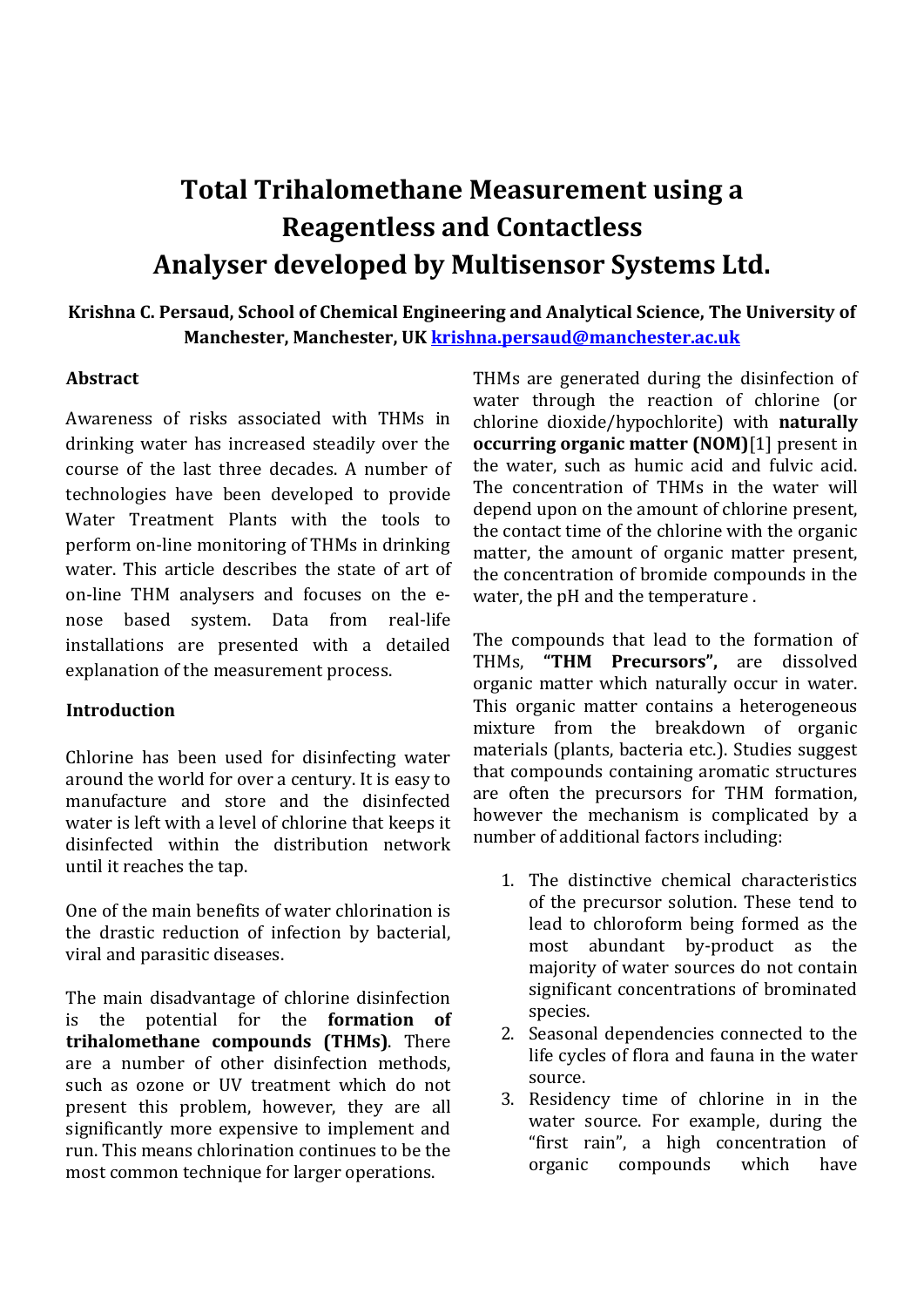# Total Trihalomethane Measurement using a Reagentless and Contactless Analyser developed by Multisensor Systems Ltd.

**Krishna C. Persaud, School of Chemical Engineering and Analytical Science, The University of Manchester, Manchester, UK krishna.persaud@manchester.ac.uk**

## Abstract

Awareness of risks associated with THMs in drinking water has increased steadily over the course of the last three decades. A number of technologies have been developed to provide Water Treatment Plants with the tools to perform on-line monitoring of THMs in drinking water. This article describes the state of art of on-line THM analysers and focuses on the e-nose based system. Data from real-life installations are presented with a detailed explanation of the measurement process.

## Introduction

Chlorine has been used for disinfecting water around the world for over a century. It is easy to manufacture and store and the disinfected water is left with a level of chlorine that keeps it disinfected within the distribution network until it reaches the tap.

One of the main benefits of water chlorination is the drastic reduction of infection by bacterial, viral and parasitic diseases.

The main disadvantage of chlorine disinfection is the potential for the **formation of trihalomethane compounds (THMs)**. There are a number of other disinfection methods, such as ozone or UV treatment which do not present this problem, however, they are all significantly more expensive to implement and run. This means chlorination continues to be the most common technique for larger operations.

THMs are generated during the disinfection of water through the reaction of chlorine (or chlorine dioxide/hypochlorite) with **naturally occurring organic matter (NOM)**[1] present in the water, such as humic acid and fulvic acid. The concentration of THMs in the water will depend upon on the amount of chlorine present, the contact time of the chlorine with the organic matter, the amount of organic matter present, the concentration of bromide compounds in the water, the pH and the temperature .

The compounds that lead to the formation of THMs, **"THM Precursors",** are dissolved organic matter which naturally occur in water. This organic matter contains a heterogeneous mixture from the breakdown of organic materials (plants, bacteria etc.). Studies suggest that compounds containing aromatic structures are often the precursors for THM formation, however the mechanism is complicated by a number of additional factors including:

1. The distinctive chemical characteristics of the precursor solution. These tend to lead to chloroform being formed as the most abundant by-product as the majority of water sources do not contain significant concentrations of brominated species.
2. Seasonal dependencies connected to the life cycles of flora and fauna in the water source.
3. Residency time of chlorine in in the water source. For example, during the "first rain", a high concentration of organic compounds which have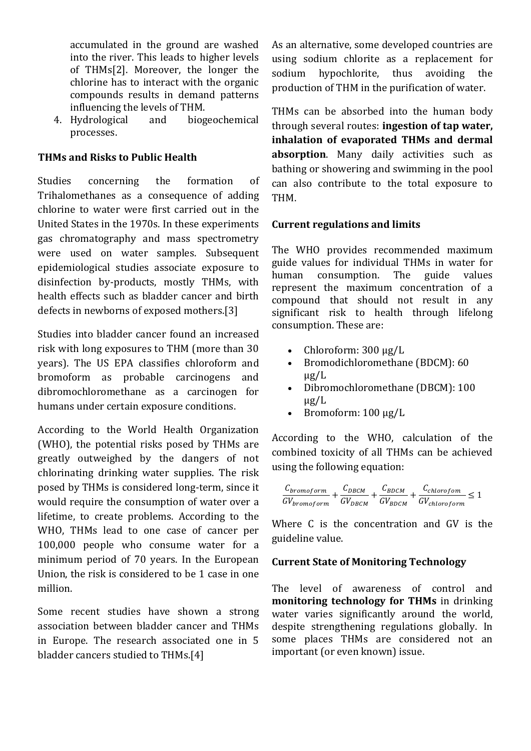accumulated in the ground are washed into the river. This leads to higher levels of THMs[2]. Moreover, the longer the chlorine has to interact with the organic compounds results in demand patterns influencing the levels of THM.

4. Hydrological and biogeochemical processes.

### THMs and Risks to Public Health

Studies concerning the formation of Trihalomethanes as a consequence of adding chlorine to water were first carried out in the United States in the 1970s. In these experiments gas chromatography and mass spectrometry were used on water samples. Subsequent epidemiological studies associate exposure to disinfection by-products, mostly THMs, with health effects such as bladder cancer and birth defects in newborns of exposed mothers.[3]

Studies into bladder cancer found an increased risk with long exposures to THM (more than 30 years). The US EPA classifies chloroform and bromoform as probable carcinogens and dibromochloromethane as a carcinogen for humans under certain exposure conditions.

According to the World Health Organization (WHO), the potential risks posed by THMs are greatly outweighed by the dangers of not chlorinating drinking water supplies. The risk posed by THMs is considered long-term, since it would require the consumption of water over a lifetime, to create problems. According to the WHO, THMs lead to one case of cancer per 100,000 people who consume water for a minimum period of 70 years. In the European Union, the risk is considered to be 1 case in one million.

Some recent studies have shown a strong association between bladder cancer and THMs in Europe. The research associated one in 5 bladder cancers studied to THMs.[4]

As an alternative, some developed countries are using sodium chlorite as a replacement for sodium hypochlorite, thus avoiding the production of THM in the purification of water.

THMs can be absorbed into the human body through several routes: **ingestion of tap water, inhalation of evaporated THMs and dermal absorption**. Many daily activities such as bathing or showering and swimming in the pool can also contribute to the total exposure to THM.

### Current regulations and limits

The WHO provides recommended maximum guide values for individual THMs in water for human consumption. The guide values represent the maximum concentration of a compound that should not result in any significant risk to health through lifelong consumption. These are:

- Chloroform: 300 µg/L
- Bromodichloromethane (BDCM): 60 µg/L
- Dibromochloromethane (DBCM): 100 µg/L
- Bromoform: 100 µg/L

According to the WHO, calculation of the combined toxicity of all THMs can be achieved using the following equation:

$$\frac{C_{bromoform}}{GV_{bromoform}} + \frac{C_{DBCM}}{GV_{DBCM}} + \frac{C_{BDCM}}{GV_{BDCM}} + \frac{C_{chlorofom}}{GV_{chloroform}} \leq 1$$

Where C is the concentration and GV is the guideline value.

### Current State of Monitoring Technology

The level of awareness of control and **monitoring technology for THMs** in drinking water varies significantly around the world, despite strengthening regulations globally. In some places THMs are considered not an important (or even known) issue.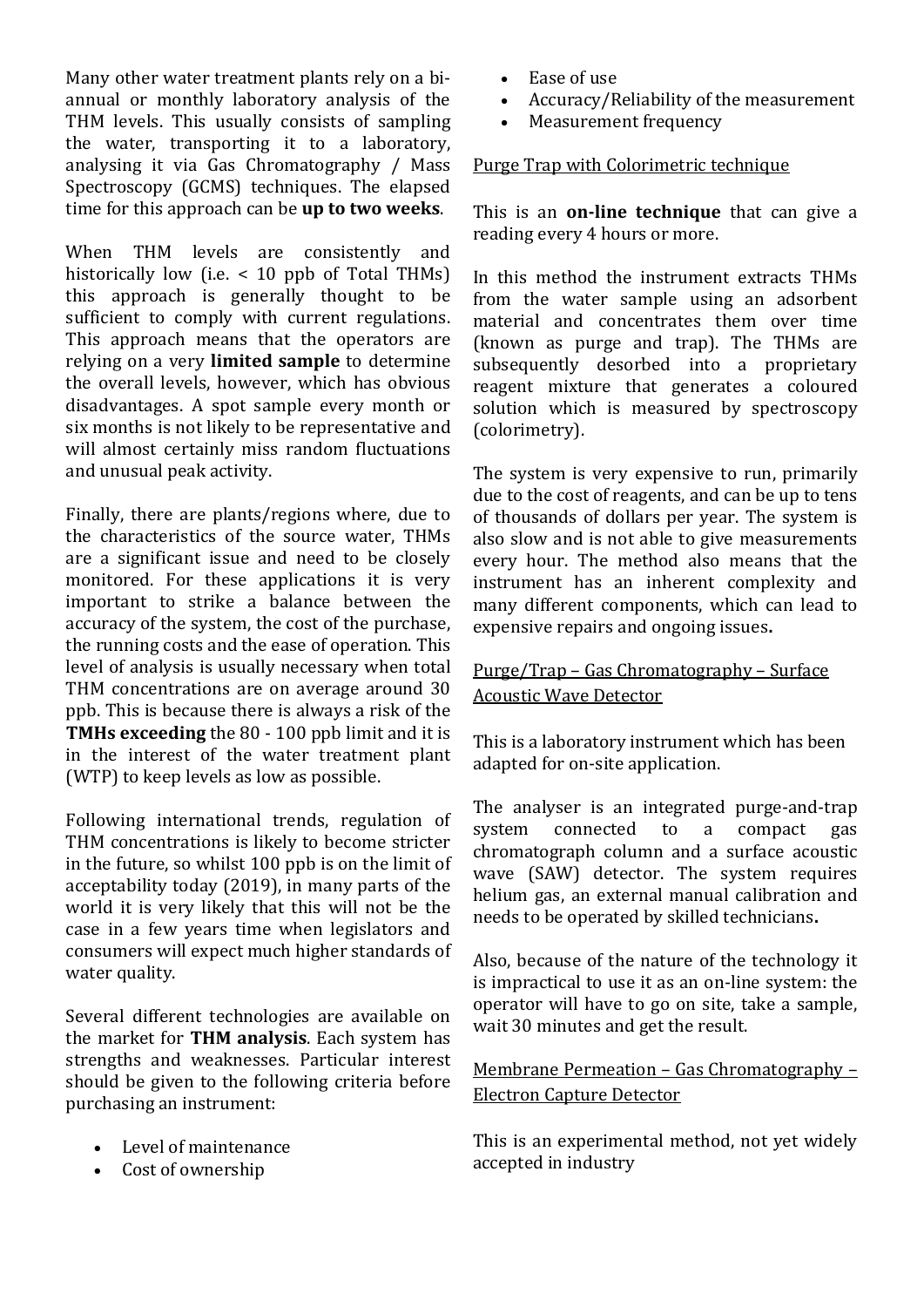Many other water treatment plants rely on a bi-annual or monthly laboratory analysis of the THM levels. This usually consists of sampling the water, transporting it to a laboratory, analysing it via Gas Chromatography / Mass Spectroscopy (GCMS) techniques. The elapsed time for this approach can be **up to two weeks**.

When THM levels are consistently and historically low (i.e. < 10 ppb of Total THMs) this approach is generally thought to be sufficient to comply with current regulations. This approach means that the operators are relying on a very **limited sample** to determine the overall levels, however, which has obvious disadvantages. A spot sample every month or six months is not likely to be representative and will almost certainly miss random fluctuations and unusual peak activity.

Finally, there are plants/regions where, due to the characteristics of the source water, THMs are a significant issue and need to be closely monitored. For these applications it is very important to strike a balance between the accuracy of the system, the cost of the purchase, the running costs and the ease of operation. This level of analysis is usually necessary when total THM concentrations are on average around 30 ppb. This is because there is always a risk of the **TMHs exceeding** the 80 - 100 ppb limit and it is in the interest of the water treatment plant (WTP) to keep levels as low as possible.

Following international trends, regulation of THM concentrations is likely to become stricter in the future, so whilst 100 ppb is on the limit of acceptability today (2019), in many parts of the world it is very likely that this will not be the case in a few years time when legislators and consumers will expect much higher standards of water quality.

Several different technologies are available on the market for **THM analysis**. Each system has strengths and weaknesses. Particular interest should be given to the following criteria before purchasing an instrument:

- Level of maintenance
- Cost of ownership
- Ease of use
- Accuracy/Reliability of the measurement
- Measurement frequency

Purge Trap with Colorimetric technique

This is an **on-line technique** that can give a reading every 4 hours or more.

In this method the instrument extracts THMs from the water sample using an adsorbent material and concentrates them over time (known as purge and trap). The THMs are subsequently desorbed into a proprietary reagent mixture that generates a coloured solution which is measured by spectroscopy (colorimetry).

The system is very expensive to run, primarily due to the cost of reagents, and can be up to tens of thousands of dollars per year. The system is also slow and is not able to give measurements every hour. The method also means that the instrument has an inherent complexity and many different components, which can lead to expensive repairs and ongoing issues.

Purge/Trap – Gas Chromatography – Surface Acoustic Wave Detector

This is a laboratory instrument which has been adapted for on-site application.

The analyser is an integrated purge-and-trap system connected to a compact gas chromatograph column and a surface acoustic wave (SAW) detector. The system requires helium gas, an external manual calibration and needs to be operated by skilled technicians.

Also, because of the nature of the technology it is impractical to use it as an on-line system: the operator will have to go on site, take a sample, wait 30 minutes and get the result.

Membrane Permeation – Gas Chromatography – Electron Capture Detector

This is an experimental method, not yet widely accepted in industry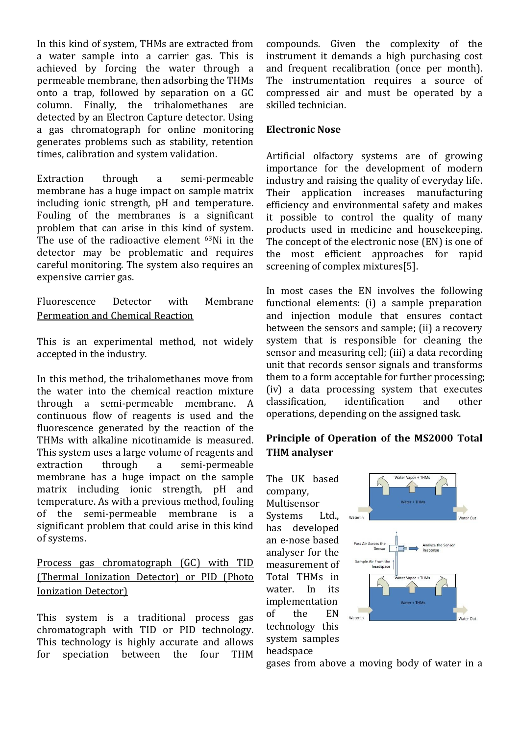In this kind of system, THMs are extracted from a water sample into a carrier gas. This is achieved by forcing the water through a permeable membrane, then adsorbing the THMs onto a trap, followed by separation on a GC column. Finally, the trihalomethanes are detected by an Electron Capture detector. Using a gas chromatograph for online monitoring generates problems such as stability, retention times, calibration and system validation.

Extraction through a semi-permeable membrane has a huge impact on sample matrix including ionic strength, pH and temperature. Fouling of the membranes is a significant problem that can arise in this kind of system. The use of the radioactive element $^{63}$Ni in the detector may be problematic and requires careful monitoring. The system also requires an expensive carrier gas.

<u>Fluorescence Detector with Membrane Permeation and Chemical Reaction</u>

This is an experimental method, not widely accepted in the industry.

In this method, the trihalomethanes move from the water into the chemical reaction mixture through a semi-permeable membrane. A continuous flow of reagents is used and the fluorescence generated by the reaction of the THMs with alkaline nicotinamide is measured. This system uses a large volume of reagents and extraction through a semi-permeable membrane has a huge impact on the sample matrix including ionic strength, pH and temperature. As with a previous method, fouling of the semi-permeable membrane is a significant problem that could arise in this kind of systems.

<u>Process gas chromatograph (GC) with TID (Thermal Ionization Detector) or PID (Photo Ionization Detector)</u>

This system is a traditional process gas chromatograph with TID or PID technology. This technology is highly accurate and allows for speciation between the four THM compounds. Given the complexity of the instrument it demands a high purchasing cost and frequent recalibration (once per month). The instrumentation requires a source of compressed air and must be operated by a skilled technician.

**Electronic Nose**

Artificial olfactory systems are of growing importance for the development of modern industry and raising the quality of everyday life. Their application increases manufacturing efficiency and environmental safety and makes it possible to control the quality of many products used in medicine and housekeeping. The concept of the electronic nose (EN) is one of the most efficient approaches for rapid screening of complex mixtures[5].

In most cases the EN involves the following functional elements: (i) a sample preparation and injection module that ensures contact between the sensors and sample; (ii) a recovery system that is responsible for cleaning the sensor and measuring cell; (iii) a data recording unit that records sensor signals and transforms them to a form acceptable for further processing; (iv) a data processing system that executes classification, identification and other operations, depending on the assigned task.

**Principle of Operation of the MS2000 Total THM analyser**

The UK based company, Multisensor Systems Ltd., has developed an e-nose based analyser for the measurement of Total THMs in water. In its implementation of the EN technology this system samples headspace gases from above a moving body of water in a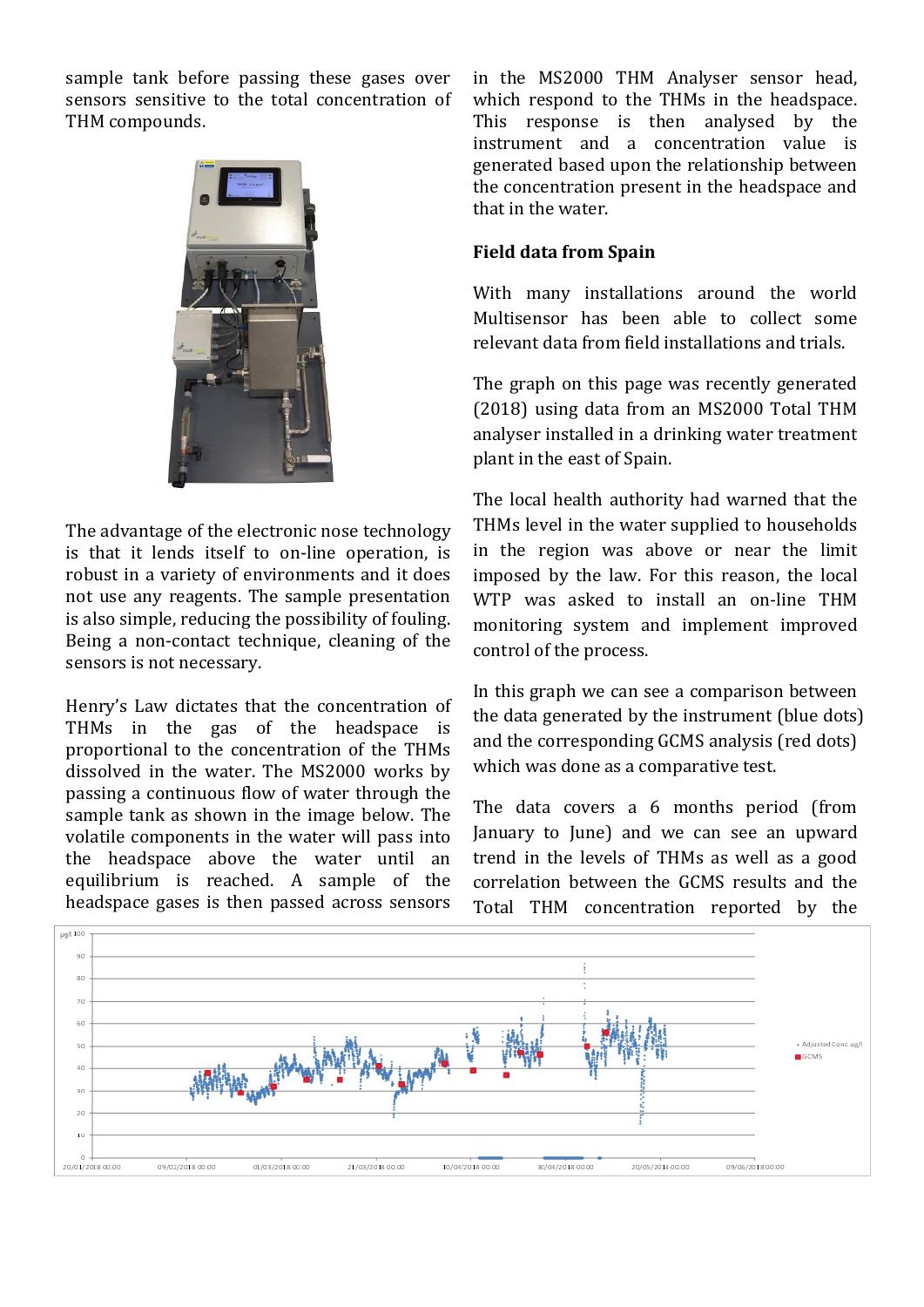sample tank before passing these gases over sensors sensitive to the total concentration of THM compounds.

The advantage of the electronic nose technology is that it lends itself to on-line operation, is robust in a variety of environments and it does not use any reagents. The sample presentation is also simple, reducing the possibility of fouling. Being a non-contact technique, cleaning of the sensors is not necessary.

Henry's Law dictates that the concentration of THMs in the gas of the headspace is proportional to the concentration of the THMs dissolved in the water. The MS2000 works by passing a continuous flow of water through the sample tank as shown in the image below. The volatile components in the water will pass into the headspace above the water until an equilibrium is reached. A sample of the headspace gases is then passed across sensors in the MS2000 THM Analyser sensor head, which respond to the THMs in the headspace. This response is then analysed by the instrument and a concentration value is generated based upon the relationship between the concentration present in the headspace and that in the water.

**Field data from Spain**

With many installations around the world Multisensor has been able to collect some relevant data from field installations and trials.

The graph on this page was recently generated (2018) using data from an MS2000 Total THM analyser installed in a drinking water treatment plant in the east of Spain.

The local health authority had warned that the THMs level in the water supplied to households in the region was above or near the limit imposed by the law. For this reason, the local WTP was asked to install an on-line THM monitoring system and implement improved control of the process.

In this graph we can see a comparison between the data generated by the instrument (blue dots) and the corresponding GCMS analysis (red dots) which was done as a comparative test.

The data covers a 6 months period (from January to June) and we can see an upward trend in the levels of THMs as well as a good correlation between the GCMS results and the Total THM concentration reported by the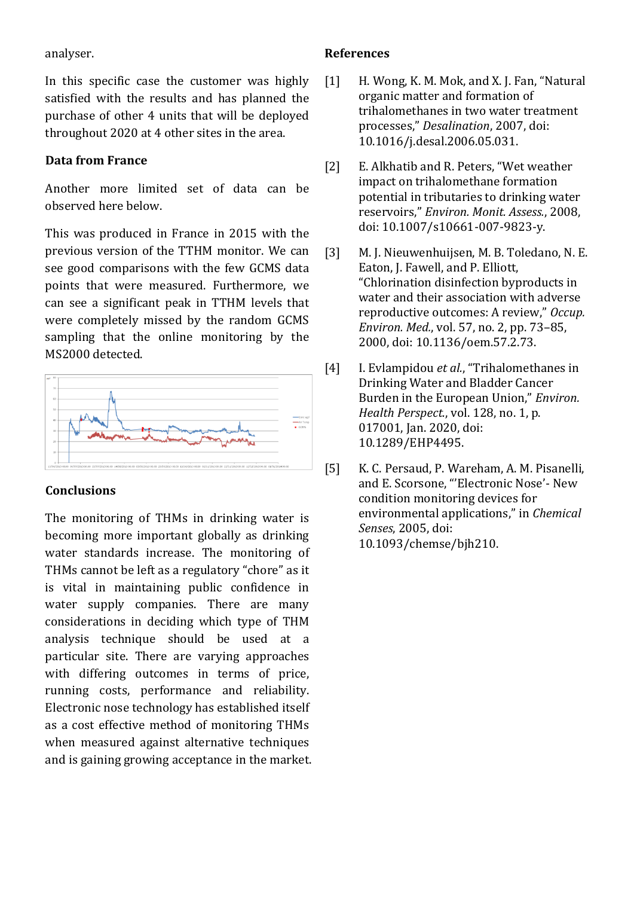analyser.

In this specific case the customer was highly satisfied with the results and has planned the purchase of other 4 units that will be deployed throughout 2020 at 4 other sites in the area.

### Data from France

Another more limited set of data can be observed here below.

This was produced in France in 2015 with the previous version of the TTHM monitor. We can see good comparisons with the few GCMS data points that were measured. Furthermore, we can see a significant peak in TTHM levels that were completely missed by the random GCMS sampling that the online monitoring by the MS2000 detected.

### Conclusions

The monitoring of THMs in drinking water is becoming more important globally as drinking water standards increase. The monitoring of THMs cannot be left as a regulatory "chore" as it is vital in maintaining public confidence in water supply companies. There are many considerations in deciding which type of THM analysis technique should be used at a particular site. There are varying approaches with differing outcomes in terms of price, running costs, performance and reliability. Electronic nose technology has established itself as a cost effective method of monitoring THMs when measured against alternative techniques and is gaining growing acceptance in the market.

## References

[1] H. Wong, K. M. Mok, and X. J. Fan, "Natural organic matter and formation of trihalomethanes in two water treatment processes," *Desalination*, 2007, doi: 10.1016/j.desal.2006.05.031.

[2] E. Alkhatib and R. Peters, "Wet weather impact on trihalomethane formation potential in tributaries to drinking water reservoirs," *Environ. Monit. Assess.*, 2008, doi: 10.1007/s10661-007-9823-y.

[3] M. J. Nieuwenhuijsen, M. B. Toledano, N. E. Eaton, J. Fawell, and P. Elliott, "Chlorination disinfection byproducts in water and their association with adverse reproductive outcomes: A review," *Occup. Environ. Med.*, vol. 57, no. 2, pp. 73–85, 2000, doi: 10.1136/oem.57.2.73.

[4] I. Evlampidou *et al.*, "Trihalomethanes in Drinking Water and Bladder Cancer Burden in the European Union," *Environ. Health Perspect.*, vol. 128, no. 1, p. 017001, Jan. 2020, doi: 10.1289/EHP4495.

[5] K. C. Persaud, P. Wareham, A. M. Pisanelli, and E. Scorsone, "'Electronic Nose'- New condition monitoring devices for environmental applications," in *Chemical Senses*, 2005, doi: 10.1093/chemse/bjh210.